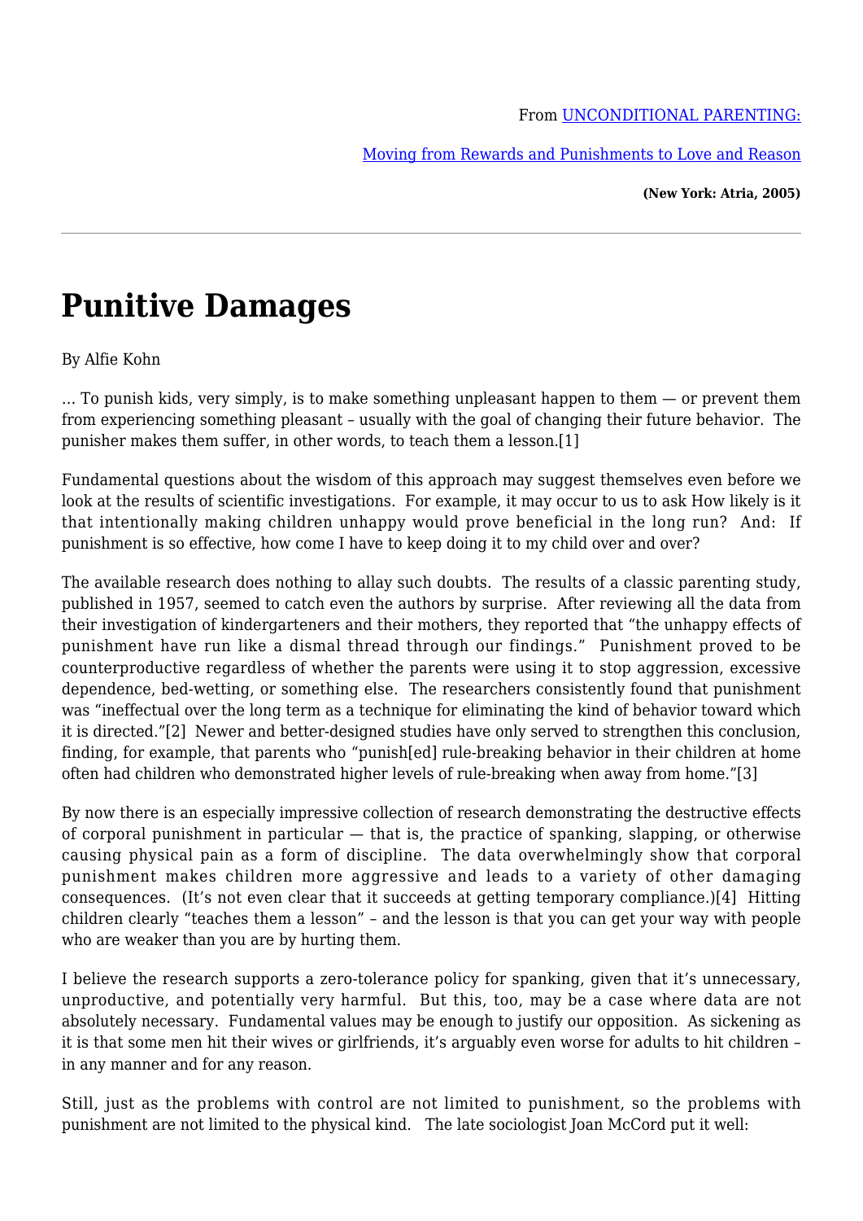From [UNCONDITIONAL PARENTING:](#)

[Moving from Rewards and Punishments to Love and Reason](#)

**(New York: Atria, 2005)**

---

# Punitive Damages

By Alfie Kohn

… To punish kids, very simply, is to make something unpleasant happen to them — or prevent them from experiencing something pleasant – usually with the goal of changing their future behavior. The punisher makes them suffer, in other words, to teach them a lesson.[1]

Fundamental questions about the wisdom of this approach may suggest themselves even before we look at the results of scientific investigations. For example, it may occur to us to ask How likely is it that intentionally making children unhappy would prove beneficial in the long run? And: If punishment is so effective, how come I have to keep doing it to my child over and over?

The available research does nothing to allay such doubts. The results of a classic parenting study, published in 1957, seemed to catch even the authors by surprise. After reviewing all the data from their investigation of kindergarteners and their mothers, they reported that "the unhappy effects of punishment have run like a dismal thread through our findings." Punishment proved to be counterproductive regardless of whether the parents were using it to stop aggression, excessive dependence, bed-wetting, or something else. The researchers consistently found that punishment was "ineffectual over the long term as a technique for eliminating the kind of behavior toward which it is directed."[2] Newer and better-designed studies have only served to strengthen this conclusion, finding, for example, that parents who "punish[ed] rule-breaking behavior in their children at home often had children who demonstrated higher levels of rule-breaking when away from home."[3]

By now there is an especially impressive collection of research demonstrating the destructive effects of corporal punishment in particular — that is, the practice of spanking, slapping, or otherwise causing physical pain as a form of discipline. The data overwhelmingly show that corporal punishment makes children more aggressive and leads to a variety of other damaging consequences. (It's not even clear that it succeeds at getting temporary compliance.)[4] Hitting children clearly "teaches them a lesson" – and the lesson is that you can get your way with people who are weaker than you are by hurting them.

I believe the research supports a zero-tolerance policy for spanking, given that it's unnecessary, unproductive, and potentially very harmful. But this, too, may be a case where data are not absolutely necessary. Fundamental values may be enough to justify our opposition. As sickening as it is that some men hit their wives or girlfriends, it's arguably even worse for adults to hit children – in any manner and for any reason.

Still, just as the problems with control are not limited to punishment, so the problems with punishment are not limited to the physical kind. The late sociologist Joan McCord put it well: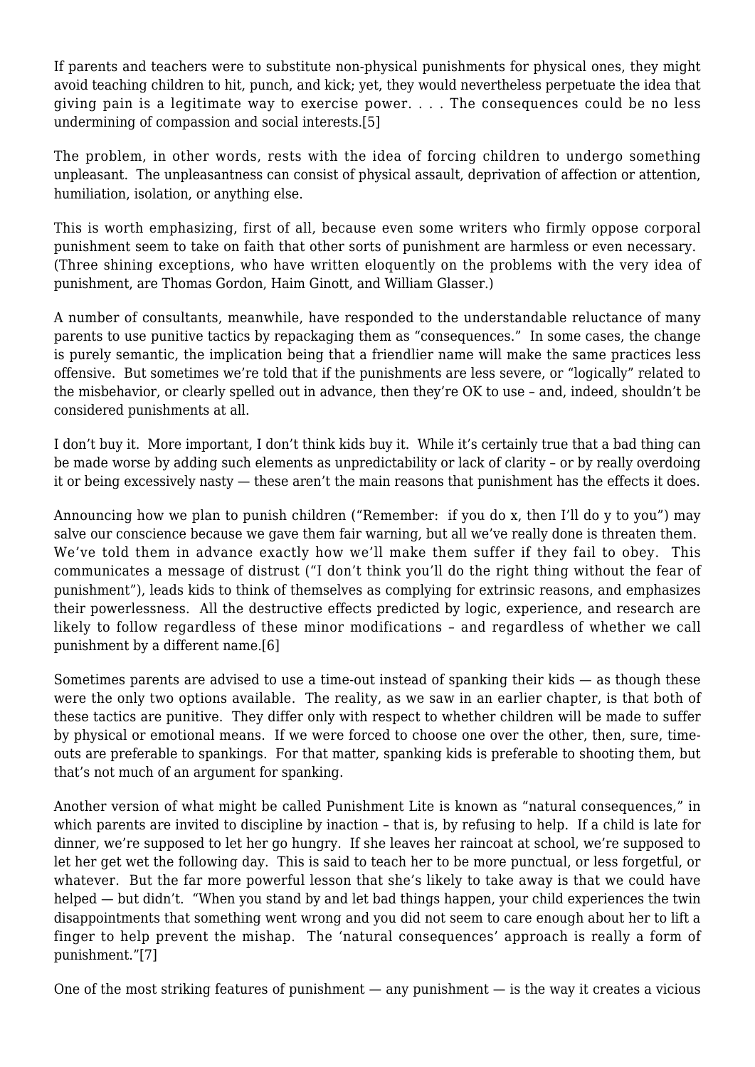If parents and teachers were to substitute non-physical punishments for physical ones, they might avoid teaching children to hit, punch, and kick; yet, they would nevertheless perpetuate the idea that giving pain is a legitimate way to exercise power. . . . The consequences could be no less undermining of compassion and social interests.[5]

The problem, in other words, rests with the idea of forcing children to undergo something unpleasant. The unpleasantness can consist of physical assault, deprivation of affection or attention, humiliation, isolation, or anything else.

This is worth emphasizing, first of all, because even some writers who firmly oppose corporal punishment seem to take on faith that other sorts of punishment are harmless or even necessary. (Three shining exceptions, who have written eloquently on the problems with the very idea of punishment, are Thomas Gordon, Haim Ginott, and William Glasser.)

A number of consultants, meanwhile, have responded to the understandable reluctance of many parents to use punitive tactics by repackaging them as "consequences." In some cases, the change is purely semantic, the implication being that a friendlier name will make the same practices less offensive. But sometimes we're told that if the punishments are less severe, or "logically" related to the misbehavior, or clearly spelled out in advance, then they're OK to use – and, indeed, shouldn't be considered punishments at all.

I don't buy it. More important, I don't think kids buy it. While it's certainly true that a bad thing can be made worse by adding such elements as unpredictability or lack of clarity – or by really overdoing it or being excessively nasty — these aren't the main reasons that punishment has the effects it does.

Announcing how we plan to punish children ("Remember: if you do x, then I'll do y to you") may salve our conscience because we gave them fair warning, but all we've really done is threaten them. We've told them in advance exactly how we'll make them suffer if they fail to obey. This communicates a message of distrust ("I don't think you'll do the right thing without the fear of punishment"), leads kids to think of themselves as complying for extrinsic reasons, and emphasizes their powerlessness. All the destructive effects predicted by logic, experience, and research are likely to follow regardless of these minor modifications – and regardless of whether we call punishment by a different name.[6]

Sometimes parents are advised to use a time-out instead of spanking their kids — as though these were the only two options available. The reality, as we saw in an earlier chapter, is that both of these tactics are punitive. They differ only with respect to whether children will be made to suffer by physical or emotional means. If we were forced to choose one over the other, then, sure, time-outs are preferable to spankings. For that matter, spanking kids is preferable to shooting them, but that's not much of an argument for spanking.

Another version of what might be called Punishment Lite is known as "natural consequences," in which parents are invited to discipline by inaction – that is, by refusing to help. If a child is late for dinner, we're supposed to let her go hungry. If she leaves her raincoat at school, we're supposed to let her get wet the following day. This is said to teach her to be more punctual, or less forgetful, or whatever. But the far more powerful lesson that she's likely to take away is that we could have helped — but didn't. "When you stand by and let bad things happen, your child experiences the twin disappointments that something went wrong and you did not seem to care enough about her to lift a finger to help prevent the mishap. The 'natural consequences' approach is really a form of punishment."[7]

One of the most striking features of punishment — any punishment — is the way it creates a vicious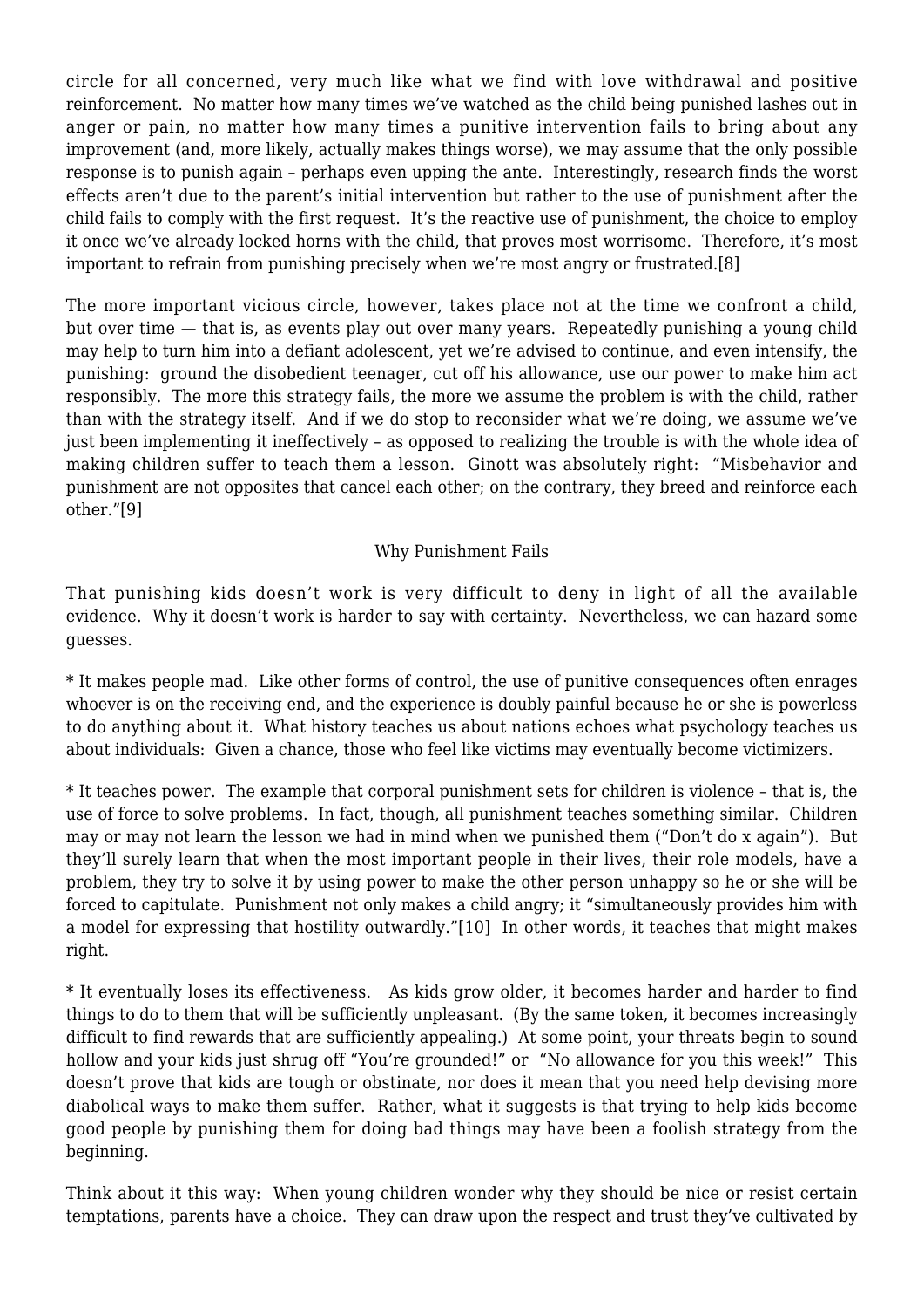circle for all concerned, very much like what we find with love withdrawal and positive reinforcement. No matter how many times we've watched as the child being punished lashes out in anger or pain, no matter how many times a punitive intervention fails to bring about any improvement (and, more likely, actually makes things worse), we may assume that the only possible response is to punish again – perhaps even upping the ante. Interestingly, research finds the worst effects aren't due to the parent's initial intervention but rather to the use of punishment after the child fails to comply with the first request. It's the reactive use of punishment, the choice to employ it once we've already locked horns with the child, that proves most worrisome. Therefore, it's most important to refrain from punishing precisely when we're most angry or frustrated.[8]

The more important vicious circle, however, takes place not at the time we confront a child, but over time — that is, as events play out over many years. Repeatedly punishing a young child may help to turn him into a defiant adolescent, yet we're advised to continue, and even intensify, the punishing: ground the disobedient teenager, cut off his allowance, use our power to make him act responsibly. The more this strategy fails, the more we assume the problem is with the child, rather than with the strategy itself. And if we do stop to reconsider what we're doing, we assume we've just been implementing it ineffectively – as opposed to realizing the trouble is with the whole idea of making children suffer to teach them a lesson. Ginott was absolutely right: "Misbehavior and punishment are not opposites that cancel each other; on the contrary, they breed and reinforce each other."[9]

## Why Punishment Fails

That punishing kids doesn't work is very difficult to deny in light of all the available evidence. Why it doesn't work is harder to say with certainty. Nevertheless, we can hazard some guesses.

* It makes people mad. Like other forms of control, the use of punitive consequences often enrages whoever is on the receiving end, and the experience is doubly painful because he or she is powerless to do anything about it. What history teaches us about nations echoes what psychology teaches us about individuals: Given a chance, those who feel like victims may eventually become victimizers.

* It teaches power. The example that corporal punishment sets for children is violence – that is, the use of force to solve problems. In fact, though, all punishment teaches something similar. Children may or may not learn the lesson we had in mind when we punished them ("Don't do x again"). But they'll surely learn that when the most important people in their lives, their role models, have a problem, they try to solve it by using power to make the other person unhappy so he or she will be forced to capitulate. Punishment not only makes a child angry; it "simultaneously provides him with a model for expressing that hostility outwardly."[10] In other words, it teaches that might makes right.

* It eventually loses its effectiveness. As kids grow older, it becomes harder and harder to find things to do to them that will be sufficiently unpleasant. (By the same token, it becomes increasingly difficult to find rewards that are sufficiently appealing.) At some point, your threats begin to sound hollow and your kids just shrug off "You're grounded!" or "No allowance for you this week!" This doesn't prove that kids are tough or obstinate, nor does it mean that you need help devising more diabolical ways to make them suffer. Rather, what it suggests is that trying to help kids become good people by punishing them for doing bad things may have been a foolish strategy from the beginning.

Think about it this way: When young children wonder why they should be nice or resist certain temptations, parents have a choice. They can draw upon the respect and trust they've cultivated by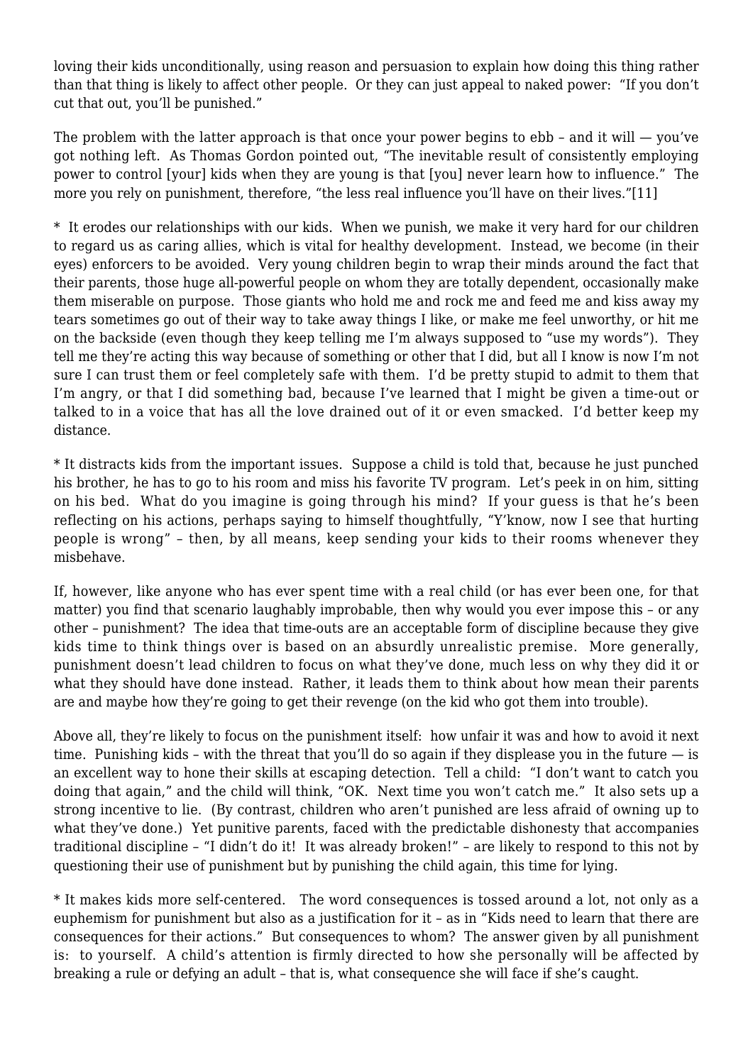loving their kids unconditionally, using reason and persuasion to explain how doing this thing rather than that thing is likely to affect other people. Or they can just appeal to naked power: "If you don't cut that out, you'll be punished."

The problem with the latter approach is that once your power begins to ebb – and it will — you've got nothing left. As Thomas Gordon pointed out, "The inevitable result of consistently employing power to control [your] kids when they are young is that [you] never learn how to influence." The more you rely on punishment, therefore, "the less real influence you'll have on their lives."[11]

* It erodes our relationships with our kids. When we punish, we make it very hard for our children to regard us as caring allies, which is vital for healthy development. Instead, we become (in their eyes) enforcers to be avoided. Very young children begin to wrap their minds around the fact that their parents, those huge all-powerful people on whom they are totally dependent, occasionally make them miserable on purpose. Those giants who hold me and rock me and feed me and kiss away my tears sometimes go out of their way to take away things I like, or make me feel unworthy, or hit me on the backside (even though they keep telling me I'm always supposed to "use my words"). They tell me they're acting this way because of something or other that I did, but all I know is now I'm not sure I can trust them or feel completely safe with them. I'd be pretty stupid to admit to them that I'm angry, or that I did something bad, because I've learned that I might be given a time-out or talked to in a voice that has all the love drained out of it or even smacked. I'd better keep my distance.

* It distracts kids from the important issues. Suppose a child is told that, because he just punched his brother, he has to go to his room and miss his favorite TV program. Let's peek in on him, sitting on his bed. What do you imagine is going through his mind? If your guess is that he's been reflecting on his actions, perhaps saying to himself thoughtfully, "Y'know, now I see that hurting people is wrong" – then, by all means, keep sending your kids to their rooms whenever they misbehave.

If, however, like anyone who has ever spent time with a real child (or has ever been one, for that matter) you find that scenario laughably improbable, then why would you ever impose this – or any other – punishment? The idea that time-outs are an acceptable form of discipline because they give kids time to think things over is based on an absurdly unrealistic premise. More generally, punishment doesn't lead children to focus on what they've done, much less on why they did it or what they should have done instead. Rather, it leads them to think about how mean their parents are and maybe how they're going to get their revenge (on the kid who got them into trouble).

Above all, they're likely to focus on the punishment itself: how unfair it was and how to avoid it next time. Punishing kids – with the threat that you'll do so again if they displease you in the future — is an excellent way to hone their skills at escaping detection. Tell a child: "I don't want to catch you doing that again," and the child will think, "OK. Next time you won't catch me." It also sets up a strong incentive to lie. (By contrast, children who aren't punished are less afraid of owning up to what they've done.) Yet punitive parents, faced with the predictable dishonesty that accompanies traditional discipline – "I didn't do it! It was already broken!" – are likely to respond to this not by questioning their use of punishment but by punishing the child again, this time for lying.

* It makes kids more self-centered. The word consequences is tossed around a lot, not only as a euphemism for punishment but also as a justification for it – as in "Kids need to learn that there are consequences for their actions." But consequences to whom? The answer given by all punishment is: to yourself. A child's attention is firmly directed to how she personally will be affected by breaking a rule or defying an adult – that is, what consequence she will face if she's caught.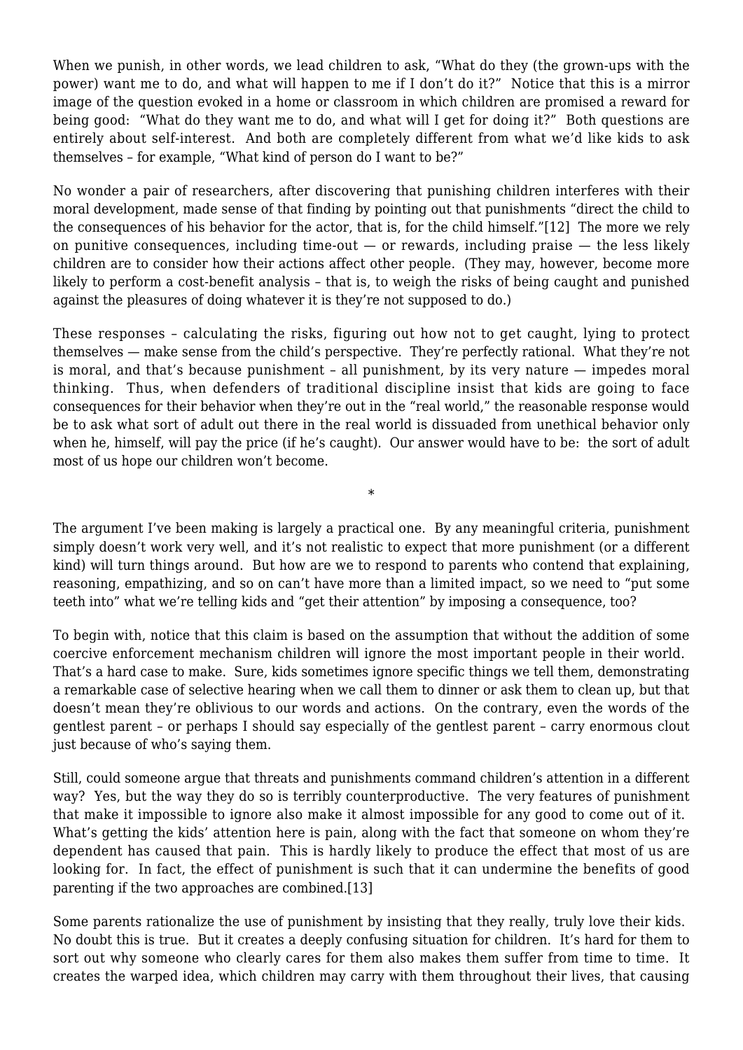When we punish, in other words, we lead children to ask, "What do they (the grown-ups with the power) want me to do, and what will happen to me if I don't do it?" Notice that this is a mirror image of the question evoked in a home or classroom in which children are promised a reward for being good: "What do they want me to do, and what will I get for doing it?" Both questions are entirely about self-interest. And both are completely different from what we'd like kids to ask themselves – for example, "What kind of person do I want to be?"

No wonder a pair of researchers, after discovering that punishing children interferes with their moral development, made sense of that finding by pointing out that punishments "direct the child to the consequences of his behavior for the actor, that is, for the child himself."[12] The more we rely on punitive consequences, including time-out — or rewards, including praise — the less likely children are to consider how their actions affect other people. (They may, however, become more likely to perform a cost-benefit analysis – that is, to weigh the risks of being caught and punished against the pleasures of doing whatever it is they're not supposed to do.)

These responses – calculating the risks, figuring out how not to get caught, lying to protect themselves — make sense from the child's perspective. They're perfectly rational. What they're not is moral, and that's because punishment – all punishment, by its very nature — impedes moral thinking. Thus, when defenders of traditional discipline insist that kids are going to face consequences for their behavior when they're out in the "real world," the reasonable response would be to ask what sort of adult out there in the real world is dissuaded from unethical behavior only when he, himself, will pay the price (if he's caught). Our answer would have to be: the sort of adult most of us hope our children won't become.

*

The argument I've been making is largely a practical one. By any meaningful criteria, punishment simply doesn't work very well, and it's not realistic to expect that more punishment (or a different kind) will turn things around. But how are we to respond to parents who contend that explaining, reasoning, empathizing, and so on can't have more than a limited impact, so we need to "put some teeth into" what we're telling kids and "get their attention" by imposing a consequence, too?

To begin with, notice that this claim is based on the assumption that without the addition of some coercive enforcement mechanism children will ignore the most important people in their world. That's a hard case to make. Sure, kids sometimes ignore specific things we tell them, demonstrating a remarkable case of selective hearing when we call them to dinner or ask them to clean up, but that doesn't mean they're oblivious to our words and actions. On the contrary, even the words of the gentlest parent – or perhaps I should say especially of the gentlest parent – carry enormous clout just because of who's saying them.

Still, could someone argue that threats and punishments command children's attention in a different way? Yes, but the way they do so is terribly counterproductive. The very features of punishment that make it impossible to ignore also make it almost impossible for any good to come out of it. What's getting the kids' attention here is pain, along with the fact that someone on whom they're dependent has caused that pain. This is hardly likely to produce the effect that most of us are looking for. In fact, the effect of punishment is such that it can undermine the benefits of good parenting if the two approaches are combined.[13]

Some parents rationalize the use of punishment by insisting that they really, truly love their kids. No doubt this is true. But it creates a deeply confusing situation for children. It's hard for them to sort out why someone who clearly cares for them also makes them suffer from time to time. It creates the warped idea, which children may carry with them throughout their lives, that causing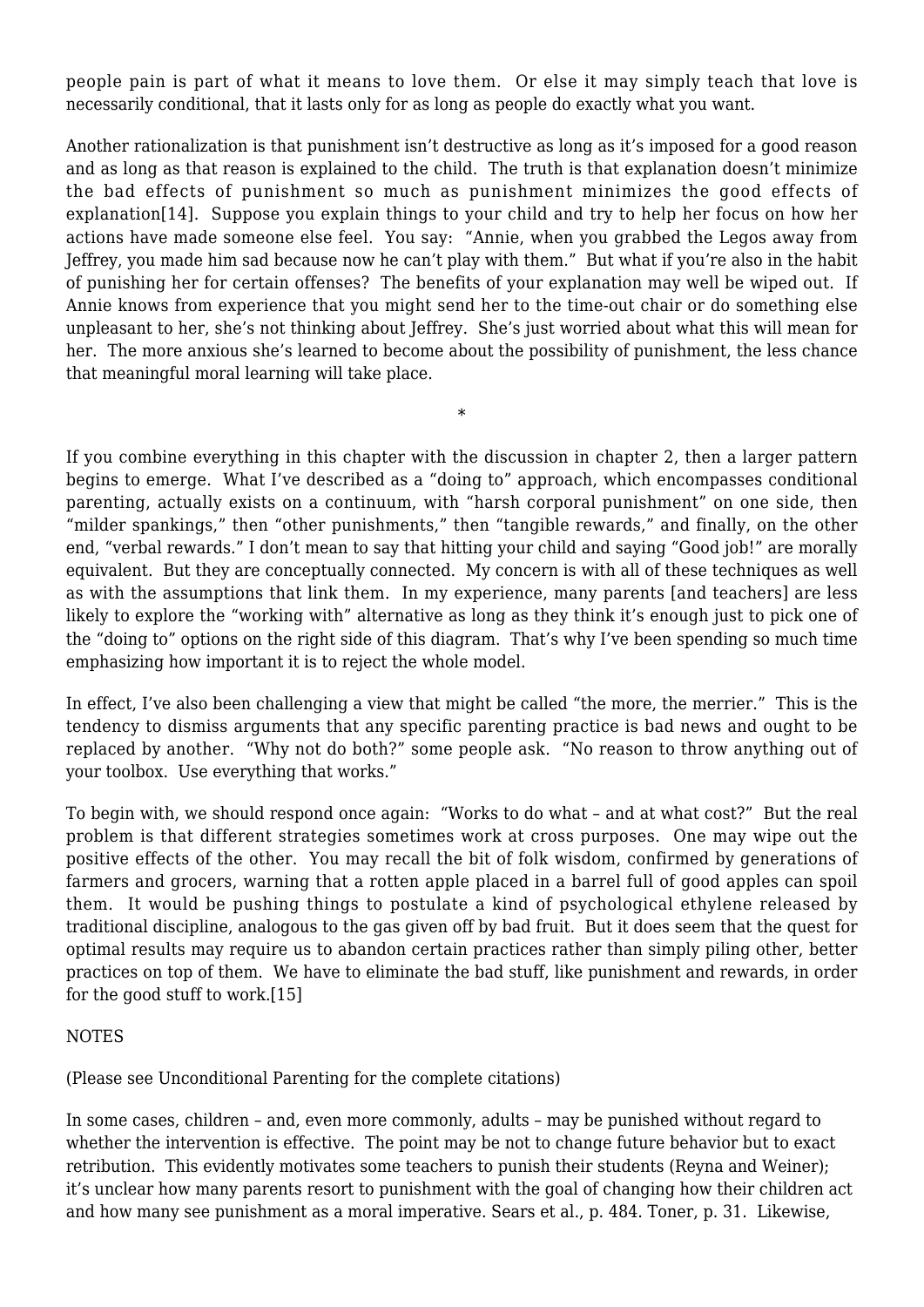people pain is part of what it means to love them. Or else it may simply teach that love is necessarily conditional, that it lasts only for as long as people do exactly what you want.

Another rationalization is that punishment isn't destructive as long as it's imposed for a good reason and as long as that reason is explained to the child. The truth is that explanation doesn't minimize the bad effects of punishment so much as punishment minimizes the good effects of explanation[14]. Suppose you explain things to your child and try to help her focus on how her actions have made someone else feel. You say: "Annie, when you grabbed the Legos away from Jeffrey, you made him sad because now he can't play with them." But what if you're also in the habit of punishing her for certain offenses? The benefits of your explanation may well be wiped out. If Annie knows from experience that you might send her to the time-out chair or do something else unpleasant to her, she's not thinking about Jeffrey. She's just worried about what this will mean for her. The more anxious she's learned to become about the possibility of punishment, the less chance that meaningful moral learning will take place.

*

If you combine everything in this chapter with the discussion in chapter 2, then a larger pattern begins to emerge. What I've described as a "doing to" approach, which encompasses conditional parenting, actually exists on a continuum, with "harsh corporal punishment" on one side, then "milder spankings," then "other punishments," then "tangible rewards," and finally, on the other end, "verbal rewards." I don't mean to say that hitting your child and saying "Good job!" are morally equivalent. But they are conceptually connected. My concern is with all of these techniques as well as with the assumptions that link them. In my experience, many parents [and teachers] are less likely to explore the "working with" alternative as long as they think it's enough just to pick one of the "doing to" options on the right side of this diagram. That's why I've been spending so much time emphasizing how important it is to reject the whole model.

In effect, I've also been challenging a view that might be called "the more, the merrier." This is the tendency to dismiss arguments that any specific parenting practice is bad news and ought to be replaced by another. "Why not do both?" some people ask. "No reason to throw anything out of your toolbox. Use everything that works."

To begin with, we should respond once again: "Works to do what – and at what cost?" But the real problem is that different strategies sometimes work at cross purposes. One may wipe out the positive effects of the other. You may recall the bit of folk wisdom, confirmed by generations of farmers and grocers, warning that a rotten apple placed in a barrel full of good apples can spoil them. It would be pushing things to postulate a kind of psychological ethylene released by traditional discipline, analogous to the gas given off by bad fruit. But it does seem that the quest for optimal results may require us to abandon certain practices rather than simply piling other, better practices on top of them. We have to eliminate the bad stuff, like punishment and rewards, in order for the good stuff to work.[15]

NOTES

(Please see Unconditional Parenting for the complete citations)

In some cases, children – and, even more commonly, adults – may be punished without regard to whether the intervention is effective. The point may be not to change future behavior but to exact retribution. This evidently motivates some teachers to punish their students (Reyna and Weiner); it's unclear how many parents resort to punishment with the goal of changing how their children act and how many see punishment as a moral imperative. Sears et al., p. 484. Toner, p. 31. Likewise,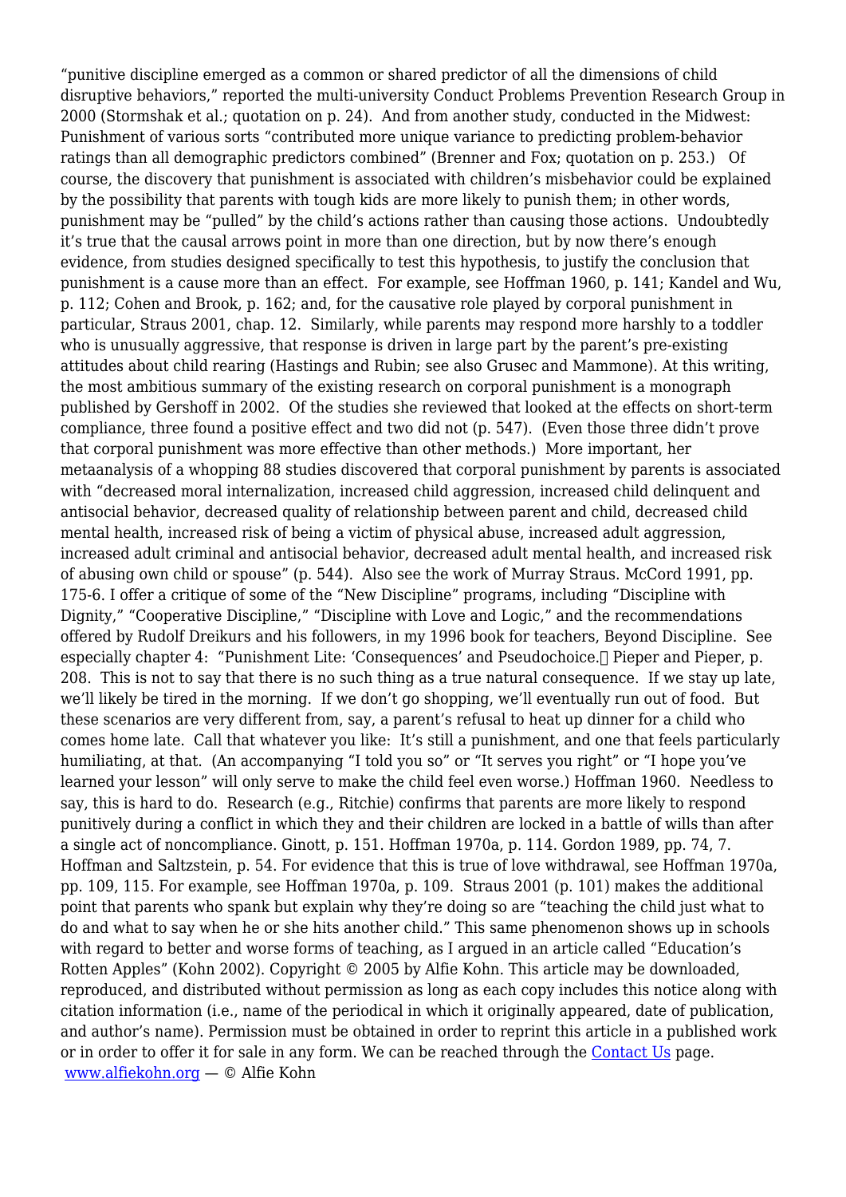"punitive discipline emerged as a common or shared predictor of all the dimensions of child disruptive behaviors," reported the multi-university Conduct Problems Prevention Research Group in 2000 (Stormshak et al.; quotation on p. 24). And from another study, conducted in the Midwest: Punishment of various sorts "contributed more unique variance to predicting problem-behavior ratings than all demographic predictors combined" (Brenner and Fox; quotation on p. 253.) Of course, the discovery that punishment is associated with children's misbehavior could be explained by the possibility that parents with tough kids are more likely to punish them; in other words, punishment may be "pulled" by the child's actions rather than causing those actions. Undoubtedly it's true that the causal arrows point in more than one direction, but by now there's enough evidence, from studies designed specifically to test this hypothesis, to justify the conclusion that punishment is a cause more than an effect. For example, see Hoffman 1960, p. 141; Kandel and Wu, p. 112; Cohen and Brook, p. 162; and, for the causative role played by corporal punishment in particular, Straus 2001, chap. 12. Similarly, while parents may respond more harshly to a toddler who is unusually aggressive, that response is driven in large part by the parent's pre-existing attitudes about child rearing (Hastings and Rubin; see also Grusec and Mammone). At this writing, the most ambitious summary of the existing research on corporal punishment is a monograph published by Gershoff in 2002. Of the studies she reviewed that looked at the effects on short-term compliance, three found a positive effect and two did not (p. 547). (Even those three didn't prove that corporal punishment was more effective than other methods.) More important, her metaanalysis of a whopping 88 studies discovered that corporal punishment by parents is associated with "decreased moral internalization, increased child aggression, increased child delinquent and antisocial behavior, decreased quality of relationship between parent and child, decreased child mental health, increased risk of being a victim of physical abuse, increased adult aggression, increased adult criminal and antisocial behavior, decreased adult mental health, and increased risk of abusing own child or spouse" (p. 544). Also see the work of Murray Straus. McCord 1991, pp. 175-6. I offer a critique of some of the "New Discipline" programs, including "Discipline with Dignity," "Cooperative Discipline," "Discipline with Love and Logic," and the recommendations offered by Rudolf Dreikurs and his followers, in my 1996 book for teachers, Beyond Discipline. See especially chapter 4: "Punishment Lite: 'Consequences' and Pseudochoice." Pieper and Pieper, p. 208. This is not to say that there is no such thing as a true natural consequence. If we stay up late, we'll likely be tired in the morning. If we don't go shopping, we'll eventually run out of food. But these scenarios are very different from, say, a parent's refusal to heat up dinner for a child who comes home late. Call that whatever you like: It's still a punishment, and one that feels particularly humiliating, at that. (An accompanying "I told you so" or "It serves you right" or "I hope you've learned your lesson" will only serve to make the child feel even worse.) Hoffman 1960. Needless to say, this is hard to do. Research (e.g., Ritchie) confirms that parents are more likely to respond punitively during a conflict in which they and their children are locked in a battle of wills than after a single act of noncompliance. Ginott, p. 151. Hoffman 1970a, p. 114. Gordon 1989, pp. 74, 7. Hoffman and Saltzstein, p. 54. For evidence that this is true of love withdrawal, see Hoffman 1970a, pp. 109, 115. For example, see Hoffman 1970a, p. 109. Straus 2001 (p. 101) makes the additional point that parents who spank but explain why they're doing so are "teaching the child just what to do and what to say when he or she hits another child." This same phenomenon shows up in schools with regard to better and worse forms of teaching, as I argued in an article called "Education's Rotten Apples" (Kohn 2002). Copyright © 2005 by Alfie Kohn. This article may be downloaded, reproduced, and distributed without permission as long as each copy includes this notice along with citation information (i.e., name of the periodical in which it originally appeared, date of publication, and author's name). Permission must be obtained in order to reprint this article in a published work or in order to offer it for sale in any form. We can be reached through the Contact Us page.

www.alfiekohn.org — © Alfie Kohn